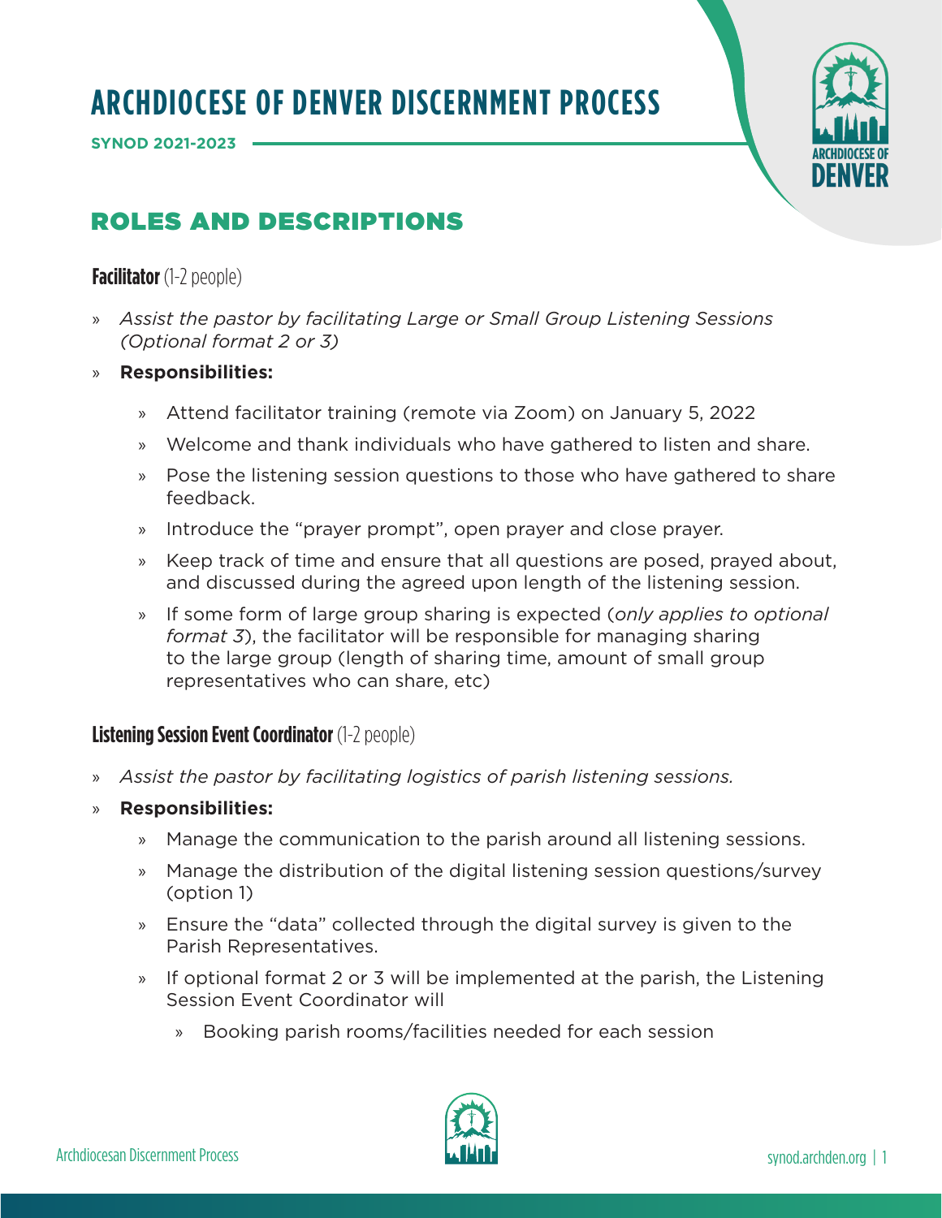# ARCHDIOCESE OF DENVER DISCERNMENT PROCESS

**SYNOD 2021-2023**

## ROLES AND DESCRIPTIONS

### **Facilitator** (1-2 people)

- *Assist the pastor by facilitating Large or Small Group Listening Sessions (Optional format 2 or 3)*
- **Responsibilities:**
  - Attend facilitator training (remote via Zoom) on January 5, 2022
  - Welcome and thank individuals who have gathered to listen and share.
  - Pose the listening session questions to those who have gathered to share feedback.
  - Introduce the "prayer prompt", open prayer and close prayer.
  - Keep track of time and ensure that all questions are posed, prayed about, and discussed during the agreed upon length of the listening session.
  - If some form of large group sharing is expected (*only applies to optional format 3*), the facilitator will be responsible for managing sharing to the large group (length of sharing time, amount of small group representatives who can share, etc)

### **Listening Session Event Coordinator** (1-2 people)

- *Assist the pastor by facilitating logistics of parish listening sessions.*
- **Responsibilities:**
  - Manage the communication to the parish around all listening sessions.
  - Manage the distribution of the digital listening session questions/survey (option 1)
  - Ensure the "data" collected through the digital survey is given to the Parish Representatives.
  - If optional format 2 or 3 will be implemented at the parish, the Listening Session Event Coordinator will
    - Booking parish rooms/facilities needed for each session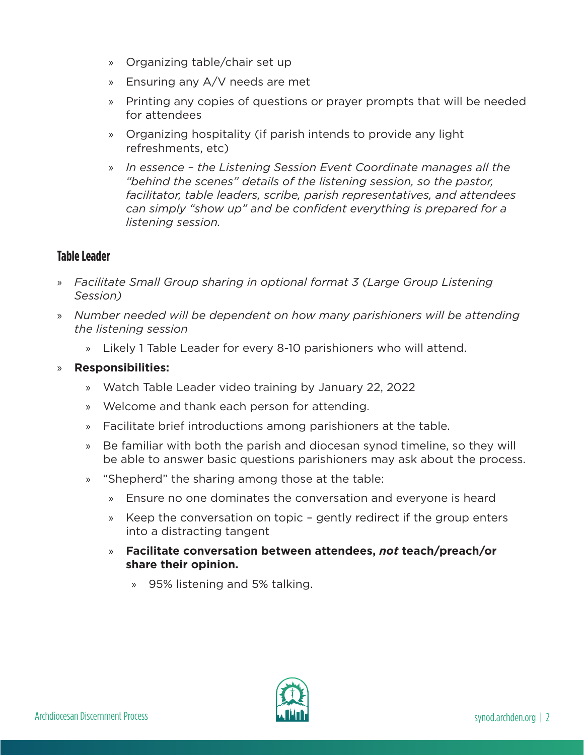- Organizing table/chair set up
- Ensuring any A/V needs are met
- Printing any copies of questions or prayer prompts that will be needed for attendees
- Organizing hospitality (if parish intends to provide any light refreshments, etc)
- *In essence – the Listening Session Event Coordinate manages all the "behind the scenes" details of the listening session, so the pastor, facilitator, table leaders, scribe, parish representatives, and attendees can simply "show up" and be confident everything is prepared for a listening session.*

### Table Leader

- *Facilitate Small Group sharing in optional format 3 (Large Group Listening Session)*
- *Number needed will be dependent on how many parishioners will be attending the listening session*
  - Likely 1 Table Leader for every 8-10 parishioners who will attend.
- **Responsibilities:**
  - Watch Table Leader video training by January 22, 2022
  - Welcome and thank each person for attending.
  - Facilitate brief introductions among parishioners at the table.
  - Be familiar with both the parish and diocesan synod timeline, so they will be able to answer basic questions parishioners may ask about the process.
  - "Shepherd" the sharing among those at the table:
    - Ensure no one dominates the conversation and everyone is heard
    - Keep the conversation on topic – gently redirect if the group enters into a distracting tangent
    - **Facilitate conversation between attendees, *not* teach/preach/or share their opinion.**
      - 95% listening and 5% talking.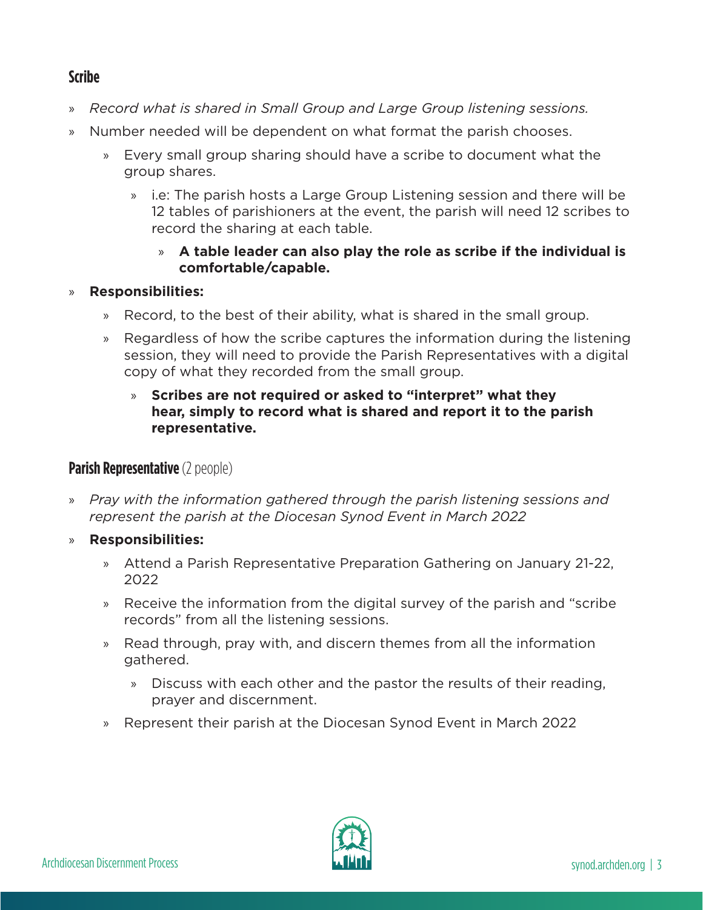### Scribe

- *Record what is shared in Small Group and Large Group listening sessions.*
- Number needed will be dependent on what format the parish chooses.
  - Every small group sharing should have a scribe to document what the group shares.
    - i.e: The parish hosts a Large Group Listening session and there will be 12 tables of parishioners at the event, the parish will need 12 scribes to record the sharing at each table.
      - **A table leader can also play the role as scribe if the individual is comfortable/capable.**
- **Responsibilities:**
  - Record, to the best of their ability, what is shared in the small group.
  - Regardless of how the scribe captures the information during the listening session, they will need to provide the Parish Representatives with a digital copy of what they recorded from the small group.
    - **Scribes are not required or asked to "interpret" what they hear, simply to record what is shared and report it to the parish representative.**

### Parish Representative (2 people)

- *Pray with the information gathered through the parish listening sessions and represent the parish at the Diocesan Synod Event in March 2022*
- **Responsibilities:**
  - Attend a Parish Representative Preparation Gathering on January 21-22, 2022
  - Receive the information from the digital survey of the parish and "scribe records" from all the listening sessions.
  - Read through, pray with, and discern themes from all the information gathered.
    - Discuss with each other and the pastor the results of their reading, prayer and discernment.
  - Represent their parish at the Diocesan Synod Event in March 2022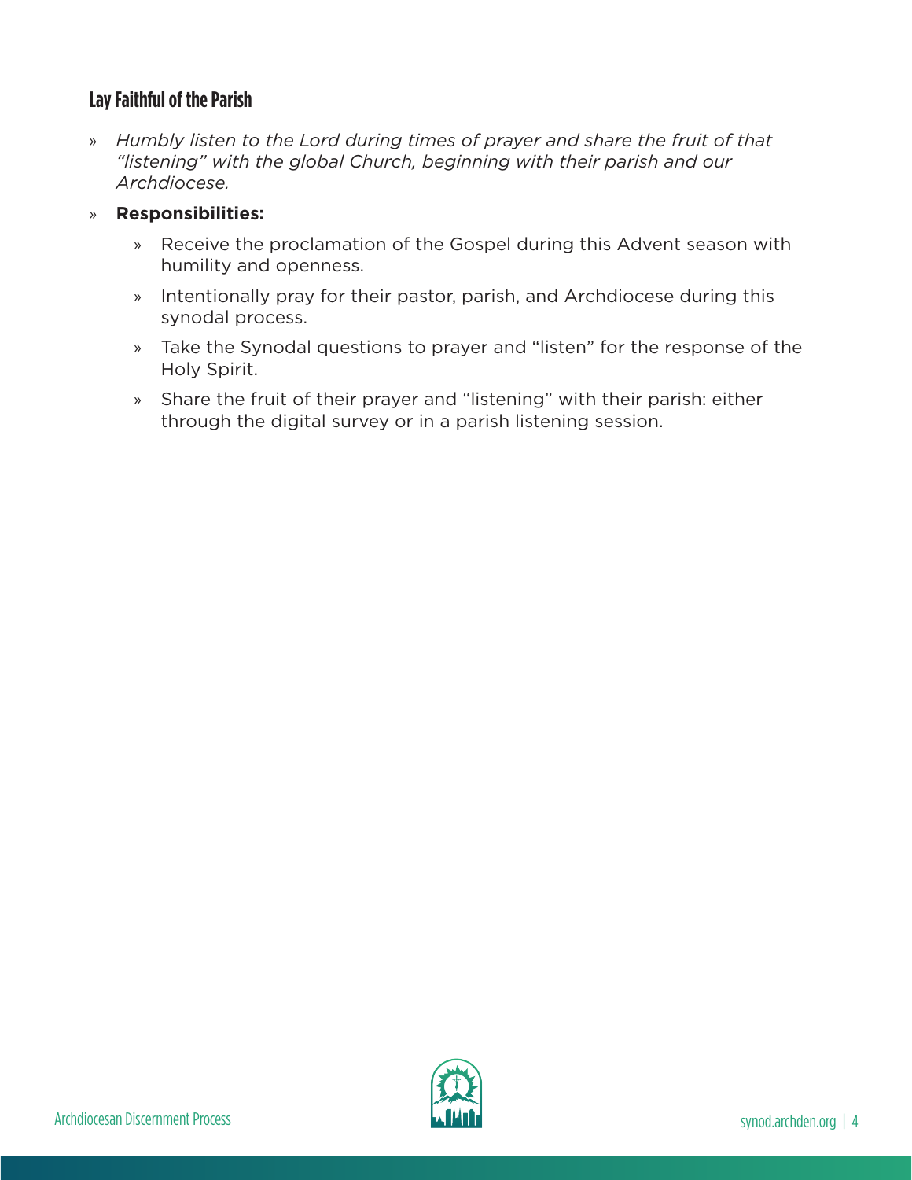### Lay Faithful of the Parish

- *Humbly listen to the Lord during times of prayer and share the fruit of that "listening" with the global Church, beginning with their parish and our Archdiocese.*
- **Responsibilities:**
  - Receive the proclamation of the Gospel during this Advent season with humility and openness.
  - Intentionally pray for their pastor, parish, and Archdiocese during this synodal process.
  - Take the Synodal questions to prayer and "listen" for the response of the Holy Spirit.
  - Share the fruit of their prayer and "listening" with their parish: either through the digital survey or in a parish listening session.